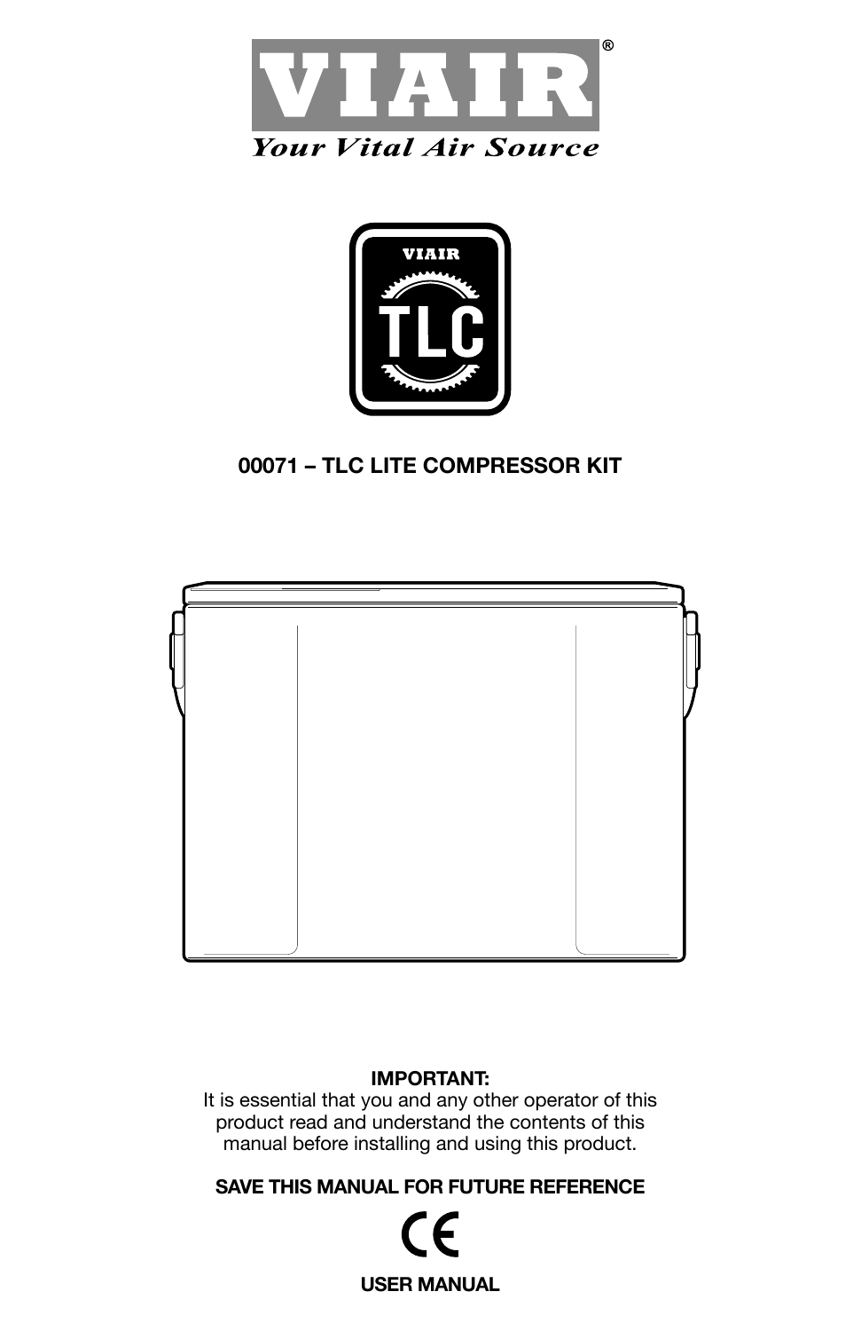# VIAIR®

*Your Vital Air Source*

VIAIR

TLC

## 00071 – TLC LITE COMPRESSOR KIT

**IMPORTANT:**
It is essential that you and any other operator of this product read and understand the contents of this manual before installing and using this product.

**SAVE THIS MANUAL FOR FUTURE REFERENCE**

CE

**USER MANUAL**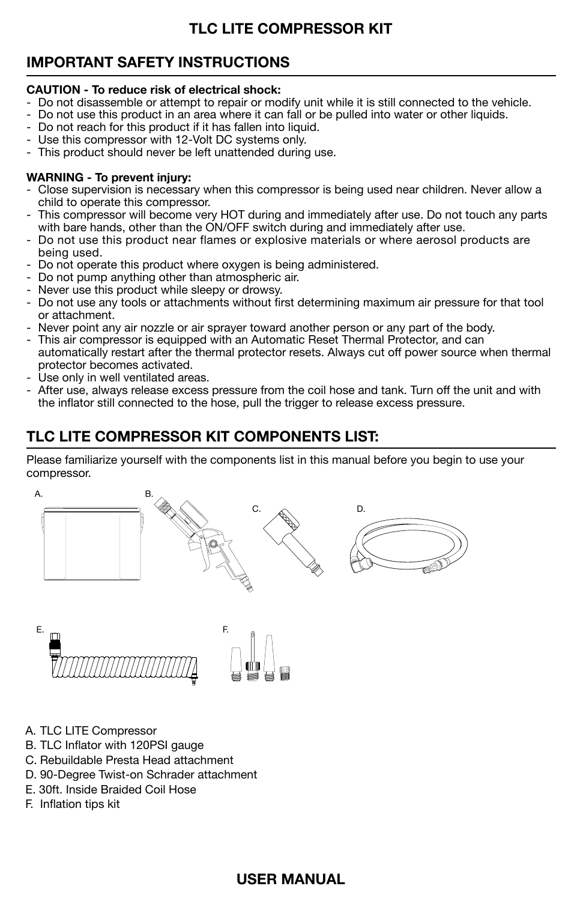## TLC LITE COMPRESSOR KIT

## IMPORTANT SAFETY INSTRUCTIONS

**CAUTION - To reduce risk of electrical shock:**

- Do not disassemble or attempt to repair or modify unit while it is still connected to the vehicle.
- Do not use this product in an area where it can fall or be pulled into water or other liquids.
- Do not reach for this product if it has fallen into liquid.
- Use this compressor with 12-Volt DC systems only.
- This product should never be left unattended during use.

**WARNING - To prevent injury:**

- Close supervision is necessary when this compressor is being used near children. Never allow a child to operate this compressor.
- This compressor will become very HOT during and immediately after use. Do not touch any parts with bare hands, other than the ON/OFF switch during and immediately after use.
- Do not use this product near flames or explosive materials or where aerosol products are being used.
- Do not operate this product where oxygen is being administered.
- Do not pump anything other than atmospheric air.
- Never use this product while sleepy or drowsy.
- Do not use any tools or attachments without first determining maximum air pressure for that tool or attachment.
- Never point any air nozzle or air sprayer toward another person or any part of the body.
- This air compressor is equipped with an Automatic Reset Thermal Protector, and can automatically restart after the thermal protector resets. Always cut off power source when thermal protector becomes activated.
- Use only in well ventilated areas.
- After use, always release excess pressure from the coil hose and tank. Turn off the unit and with the inflator still connected to the hose, pull the trigger to release excess pressure.

## TLC LITE COMPRESSOR KIT COMPONENTS LIST:

Please familiarize yourself with the components list in this manual before you begin to use your compressor.

A. TLC LITE Compressor
B. TLC Inflator with 120PSI gauge
C. Rebuildable Presta Head attachment
D. 90-Degree Twist-on Schrader attachment
E. 30ft. Inside Braided Coil Hose
F. Inflation tips kit

## USER MANUAL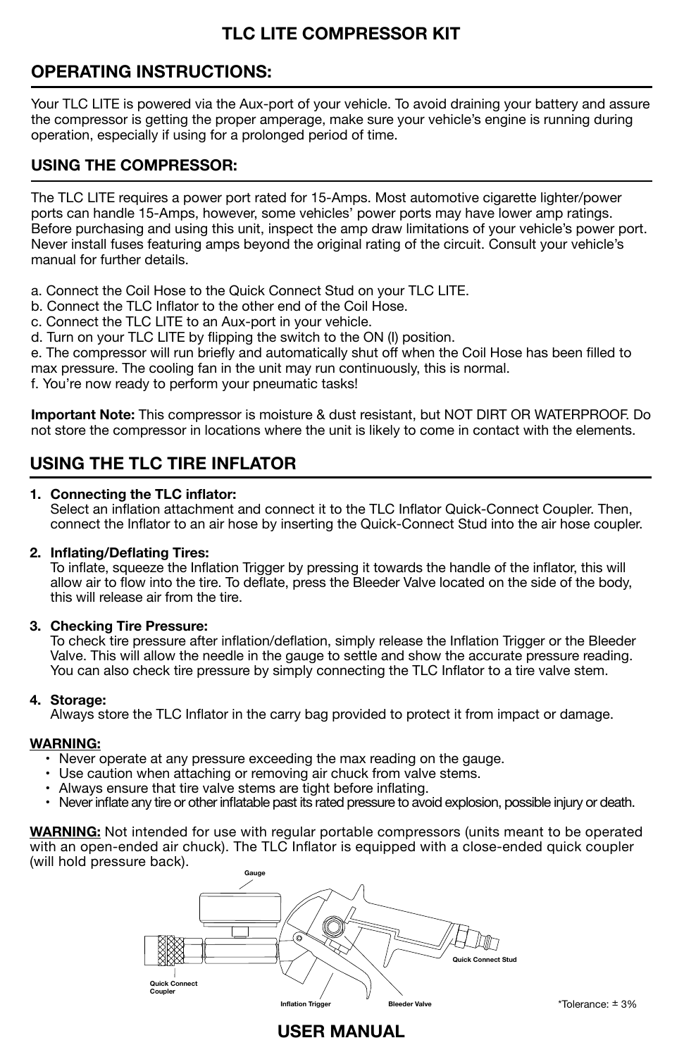## TLC LITE COMPRESSOR KIT

## OPERATING INSTRUCTIONS:

Your TLC LITE is powered via the Aux-port of your vehicle. To avoid draining your battery and assure the compressor is getting the proper amperage, make sure your vehicle's engine is running during operation, especially if using for a prolonged period of time.

### USING THE COMPRESSOR:

The TLC LITE requires a power port rated for 15-Amps. Most automotive cigarette lighter/power ports can handle 15-Amps, however, some vehicles' power ports may have lower amp ratings. Before purchasing and using this unit, inspect the amp draw limitations of your vehicle's power port. Never install fuses featuring amps beyond the original rating of the circuit. Consult your vehicle's manual for further details.

a. Connect the Coil Hose to the Quick Connect Stud on your TLC LITE.
b. Connect the TLC Inflator to the other end of the Coil Hose.
c. Connect the TLC LITE to an Aux-port in your vehicle.
d. Turn on your TLC LITE by flipping the switch to the ON (l) position.
e. The compressor will run briefly and automatically shut off when the Coil Hose has been filled to max pressure. The cooling fan in the unit may run continuously, this is normal.
f. You're now ready to perform your pneumatic tasks!

**Important Note:** This compressor is moisture & dust resistant, but NOT DIRT OR WATERPROOF. Do not store the compressor in locations where the unit is likely to come in contact with the elements.

## USING THE TLC TIRE INFLATOR

1. **Connecting the TLC inflator:**
   Select an inflation attachment and connect it to the TLC Inflator Quick-Connect Coupler. Then, connect the Inflator to an air hose by inserting the Quick-Connect Stud into the air hose coupler.

2. **Inflating/Deflating Tires:**
   To inflate, squeeze the Inflation Trigger by pressing it towards the handle of the inflator, this will allow air to flow into the tire. To deflate, press the Bleeder Valve located on the side of the body, this will release air from the tire.

3. **Checking Tire Pressure:**
   To check tire pressure after inflation/deflation, simply release the Inflation Trigger or the Bleeder Valve. This will allow the needle in the gauge to settle and show the accurate pressure reading. You can also check tire pressure by simply connecting the TLC Inflator to a tire valve stem.

4. **Storage:**
   Always store the TLC Inflator in the carry bag provided to protect it from impact or damage.

**WARNING:**

- Never operate at any pressure exceeding the max reading on the gauge.
- Use caution when attaching or removing air chuck from valve stems.
- Always ensure that tire valve stems are tight before inflating.
- Never inflate any tire or other inflatable past its rated pressure to avoid explosion, possible injury or death.

**WARNING:** Not intended for use with regular portable compressors (units meant to be operated with an open-ended air chuck). The TLC Inflator is equipped with a close-ended quick coupler (will hold pressure back).

Gauge

Quick Connect Coupler

Inflation Trigger

Bleeder Valve

Quick Connect Stud

*Tolerance: ± 3%

## USER MANUAL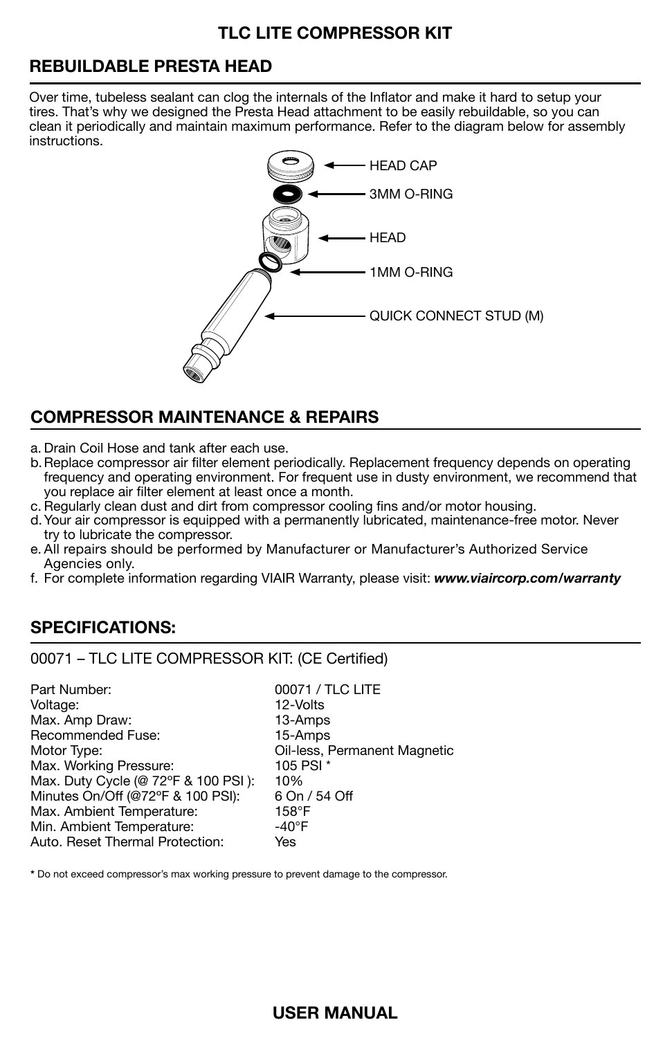# TLC LITE COMPRESSOR KIT

## REBUILDABLE PRESTA HEAD

Over time, tubeless sealant can clog the internals of the Inflator and make it hard to setup your tires. That's why we designed the Presta Head attachment to be easily rebuildable, so you can clean it periodically and maintain maximum performance. Refer to the diagram below for assembly instructions.

HEAD CAP

3MM O-RING

HEAD

1MM O-RING

QUICK CONNECT STUD (M)

## COMPRESSOR MAINTENANCE & REPAIRS

a. Drain Coil Hose and tank after each use.
b. Replace compressor air filter element periodically. Replacement frequency depends on operating frequency and operating environment. For frequent use in dusty environment, we recommend that you replace air filter element at least once a month.
c. Regularly clean dust and dirt from compressor cooling fins and/or motor housing.
d. Your air compressor is equipped with a permanently lubricated, maintenance-free motor. Never try to lubricate the compressor.
e. All repairs should be performed by Manufacturer or Manufacturer's Authorized Service Agencies only.
f. For complete information regarding VIAIR Warranty, please visit: ***www.viaircorp.com/warranty***

## SPECIFICATIONS:

00071 – TLC LITE COMPRESSOR KIT: (CE Certified)

| | |
|---|---|
| Part Number: | 00071 / TLC LITE |
| Voltage: | 12-Volts |
| Max. Amp Draw: | 13-Amps |
| Recommended Fuse: | 15-Amps |
| Motor Type: | Oil-less, Permanent Magnetic |
| Max. Working Pressure: | 105 PSI * |
| Max. Duty Cycle (@ 72°F & 100 PSI ): | 10% |
| Minutes On/Off (@72°F & 100 PSI): | 6 On / 54 Off |
| Max. Ambient Temperature: | 158°F |
| Min. Ambient Temperature: | -40°F |
| Auto. Reset Thermal Protection: | Yes |

**\*** Do not exceed compressor's max working pressure to prevent damage to the compressor.

**USER MANUAL**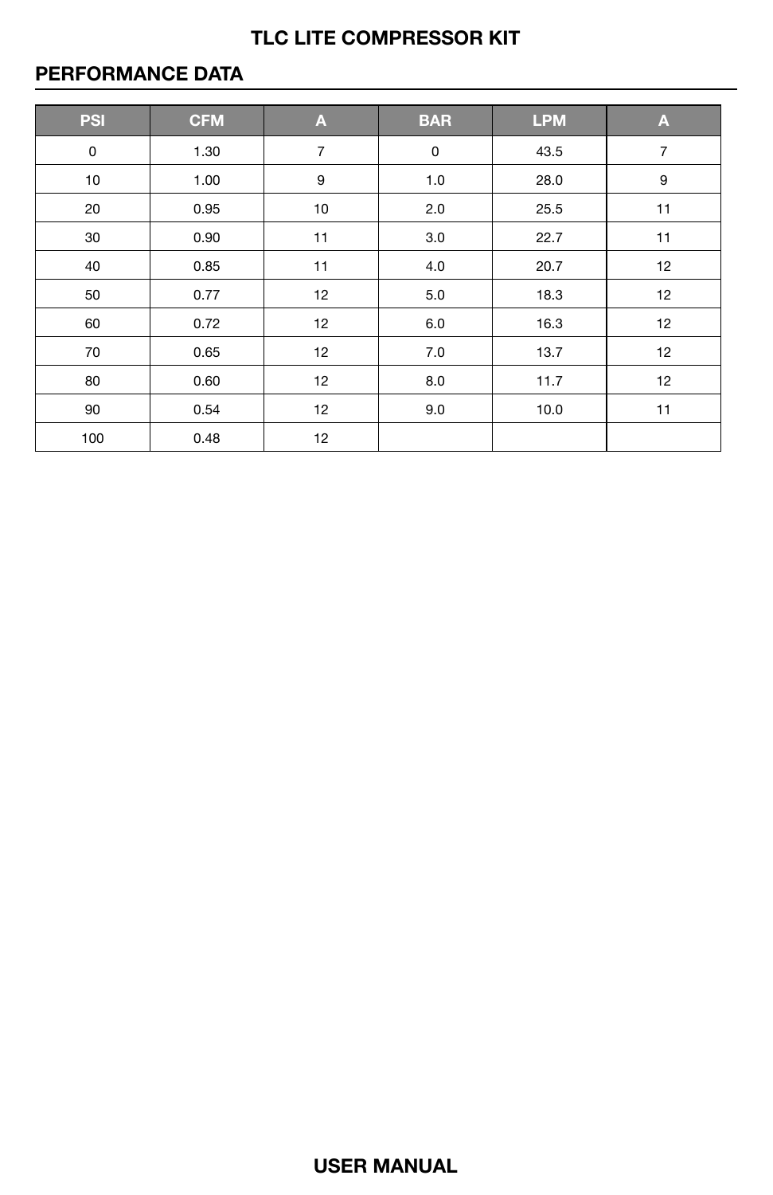# TLC LITE COMPRESSOR KIT

## PERFORMANCE DATA

| PSI | CFM | A | BAR | LPM | A |
|---|---|---|---|---|---|
| 0 | 1.30 | 7 | 0 | 43.5 | 7 |
| 10 | 1.00 | 9 | 1.0 | 28.0 | 9 |
| 20 | 0.95 | 10 | 2.0 | 25.5 | 11 |
| 30 | 0.90 | 11 | 3.0 | 22.7 | 11 |
| 40 | 0.85 | 11 | 4.0 | 20.7 | 12 |
| 50 | 0.77 | 12 | 5.0 | 18.3 | 12 |
| 60 | 0.72 | 12 | 6.0 | 16.3 | 12 |
| 70 | 0.65 | 12 | 7.0 | 13.7 | 12 |
| 80 | 0.60 | 12 | 8.0 | 11.7 | 12 |
| 90 | 0.54 | 12 | 9.0 | 10.0 | 11 |
| 100 | 0.48 | 12 | | | |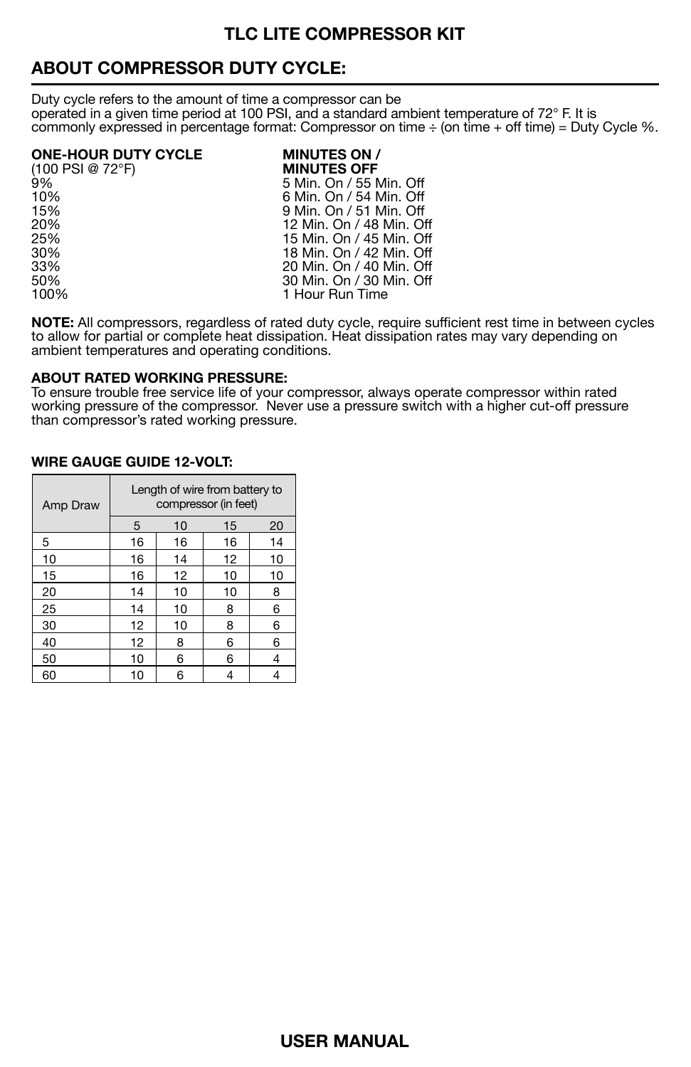## TLC LITE COMPRESSOR KIT

## ABOUT COMPRESSOR DUTY CYCLE:

Duty cycle refers to the amount of time a compressor can be operated in a given time period at 100 PSI, and a standard ambient temperature of 72° F. It is commonly expressed in percentage format: Compressor on time ÷ (on time + off time) = Duty Cycle %.

| **ONE-HOUR DUTY CYCLE** (100 PSI @ 72°F) | **MINUTES ON / MINUTES OFF** |
|---|---|
| 9% | 5 Min. On / 55 Min. Off |
| 10% | 6 Min. On / 54 Min. Off |
| 15% | 9 Min. On / 51 Min. Off |
| 20% | 12 Min. On / 48 Min. Off |
| 25% | 15 Min. On / 45 Min. Off |
| 30% | 18 Min. On / 42 Min. Off |
| 33% | 20 Min. On / 40 Min. Off |
| 50% | 30 Min. On / 30 Min. Off |
| 100% | 1 Hour Run Time |

**NOTE:** All compressors, regardless of rated duty cycle, require sufficient rest time in between cycles to allow for partial or complete heat dissipation. Heat dissipation rates may vary depending on ambient temperatures and operating conditions.

**ABOUT RATED WORKING PRESSURE:**
To ensure trouble free service life of your compressor, always operate compressor within rated working pressure of the compressor. Never use a pressure switch with a higher cut-off pressure than compressor's rated working pressure.

**WIRE GAUGE GUIDE 12-VOLT:**

| Amp Draw | Length of wire from battery to compressor (in feet) | | | |
|---|---|---|---|---|
| | 5 | 10 | 15 | 20 |
| 5 | 16 | 16 | 16 | 14 |
| 10 | 16 | 14 | 12 | 10 |
| 15 | 16 | 12 | 10 | 10 |
| 20 | 14 | 10 | 10 | 8 |
| 25 | 14 | 10 | 8 | 6 |
| 30 | 12 | 10 | 8 | 6 |
| 40 | 12 | 8 | 6 | 6 |
| 50 | 10 | 6 | 6 | 4 |
| 60 | 10 | 6 | 4 | 4 |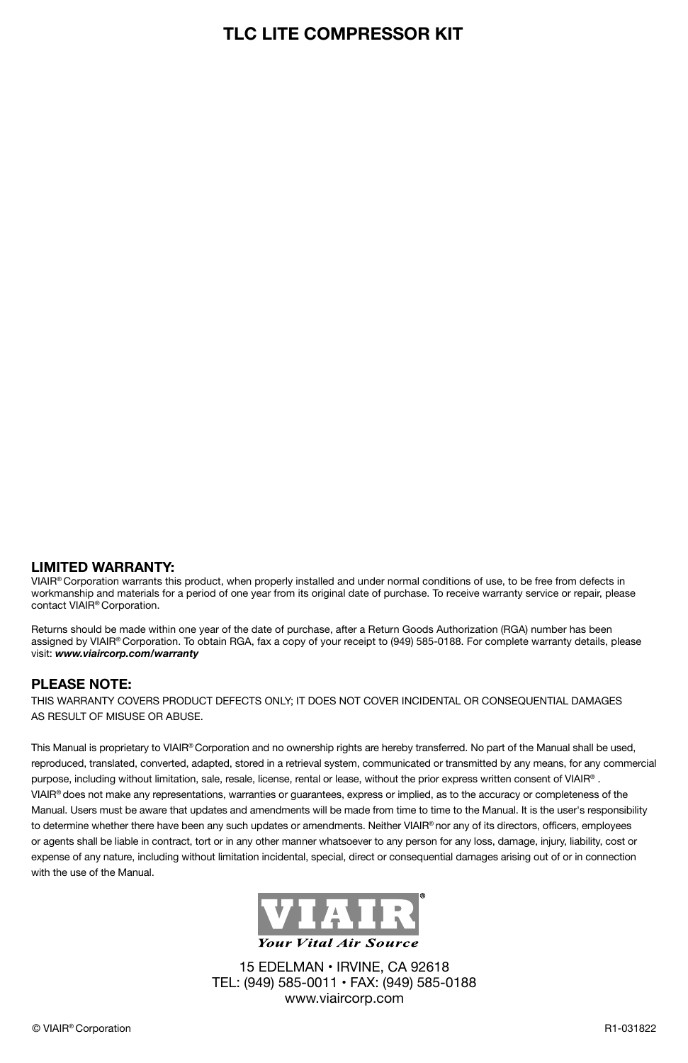# TLC LITE COMPRESSOR KIT

## LIMITED WARRANTY:

VIAIR® Corporation warrants this product, when properly installed and under normal conditions of use, to be free from defects in workmanship and materials for a period of one year from its original date of purchase. To receive warranty service or repair, please contact VIAIR® Corporation.

Returns should be made within one year of the date of purchase, after a Return Goods Authorization (RGA) number has been assigned by VIAIR® Corporation. To obtain RGA, fax a copy of your receipt to (949) 585-0188. For complete warranty details, please visit: ***www.viaircorp.com/warranty***

## PLEASE NOTE:

THIS WARRANTY COVERS PRODUCT DEFECTS ONLY; IT DOES NOT COVER INCIDENTAL OR CONSEQUENTIAL DAMAGES AS RESULT OF MISUSE OR ABUSE.

This Manual is proprietary to VIAIR® Corporation and no ownership rights are hereby transferred. No part of the Manual shall be used, reproduced, translated, converted, adapted, stored in a retrieval system, communicated or transmitted by any means, for any commercial purpose, including without limitation, sale, resale, license, rental or lease, without the prior express written consent of VIAIR® .
VIAIR® does not make any representations, warranties or guarantees, express or implied, as to the accuracy or completeness of the Manual. Users must be aware that updates and amendments will be made from time to time to the Manual. It is the user's responsibility to determine whether there have been any such updates or amendments. Neither VIAIR® nor any of its directors, officers, employees or agents shall be liable in contract, tort or in any other manner whatsoever to any person for any loss, damage, injury, liability, cost or expense of any nature, including without limitation incidental, special, direct or consequential damages arising out of or in connection with the use of the Manual.

VIAIR®
*Your Vital Air Source*

15 EDELMAN • IRVINE, CA 92618
TEL: (949) 585-0011 • FAX: (949) 585-0188
www.viaircorp.com

© VIAIR® Corporation

R1-031822